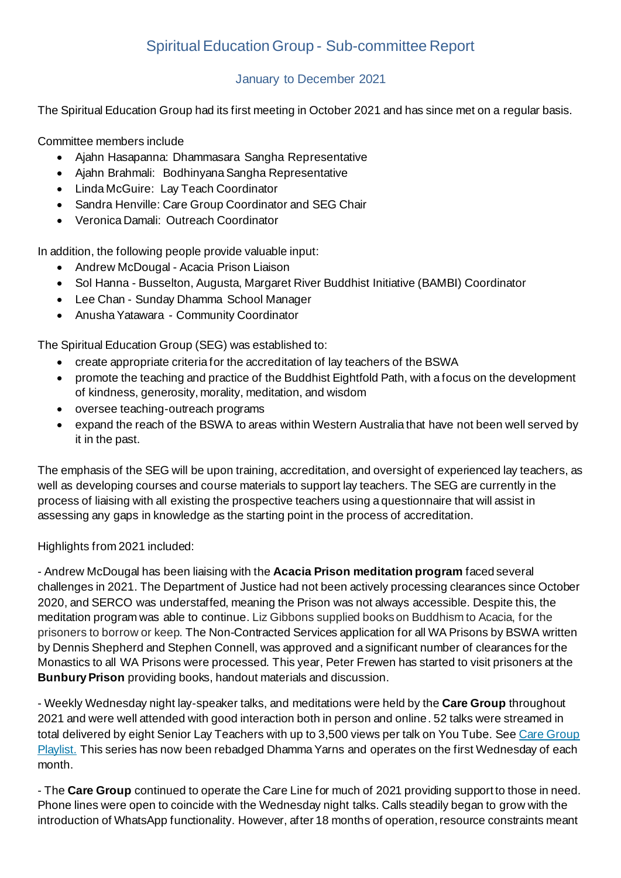# Spiritual Education Group - Sub-committee Report

## January to December 2021

The Spiritual Education Group had its first meeting in October 2021 and has since met on a regular basis.

Committee members include

- Ajahn Hasapanna: Dhammasara Sangha Representative
- Ajahn Brahmali: Bodhinyana Sangha Representative
- Linda McGuire: Lay Teach Coordinator
- Sandra Henville: Care Group Coordinator and SEG Chair
- Veronica Damali: Outreach Coordinator

In addition, the following people provide valuable input:

- Andrew McDougal - Acacia Prison Liaison
- Sol Hanna - Busselton, Augusta, Margaret River Buddhist Initiative (BAMBI) Coordinator
- Lee Chan - Sunday Dhamma School Manager
- Anusha Yatawara - Community Coordinator

The Spiritual Education Group (SEG) was established to:

- create appropriate criteria for the accreditation of lay teachers of the BSWA
- promote the teaching and practice of the Buddhist Eightfold Path, with a focus on the development of kindness, generosity, morality, meditation, and wisdom
- oversee teaching-outreach programs
- expand the reach of the BSWA to areas within Western Australia that have not been well served by it in the past.

The emphasis of the SEG will be upon training, accreditation, and oversight of experienced lay teachers, as well as developing courses and course materials to support lay teachers. The SEG are currently in the process of liaising with all existing the prospective teachers using a questionnaire that will assist in assessing any gaps in knowledge as the starting point in the process of accreditation.

Highlights from 2021 included:

- Andrew McDougal has been liaising with the **Acacia Prison meditation program** faced several challenges in 2021. The Department of Justice had not been actively processing clearances since October 2020, and SERCO was understaffed, meaning the Prison was not always accessible. Despite this, the meditation program was able to continue. Liz Gibbons supplied books on Buddhism to Acacia, for the prisoners to borrow or keep. The Non-Contracted Services application for all WA Prisons by BSWA written by Dennis Shepherd and Stephen Connell, was approved and a significant number of clearances for the Monastics to all WA Prisons were processed. This year, Peter Frewen has started to visit prisoners at the **Bunbury Prison** providing books, handout materials and discussion.

- Weekly Wednesday night lay-speaker talks, and meditations were held by the **Care Group** throughout 2021 and were well attended with good interaction both in person and online. 52 talks were streamed in total delivered by eight Senior Lay Teachers with up to 3,500 views per talk on You Tube. See [Care Group Playlist.](#) This series has now been rebadged Dhamma Yarns and operates on the first Wednesday of each month.

- The **Care Group** continued to operate the Care Line for much of 2021 providing support to those in need. Phone lines were open to coincide with the Wednesday night talks. Calls steadily began to grow with the introduction of WhatsApp functionality. However, after 18 months of operation, resource constraints meant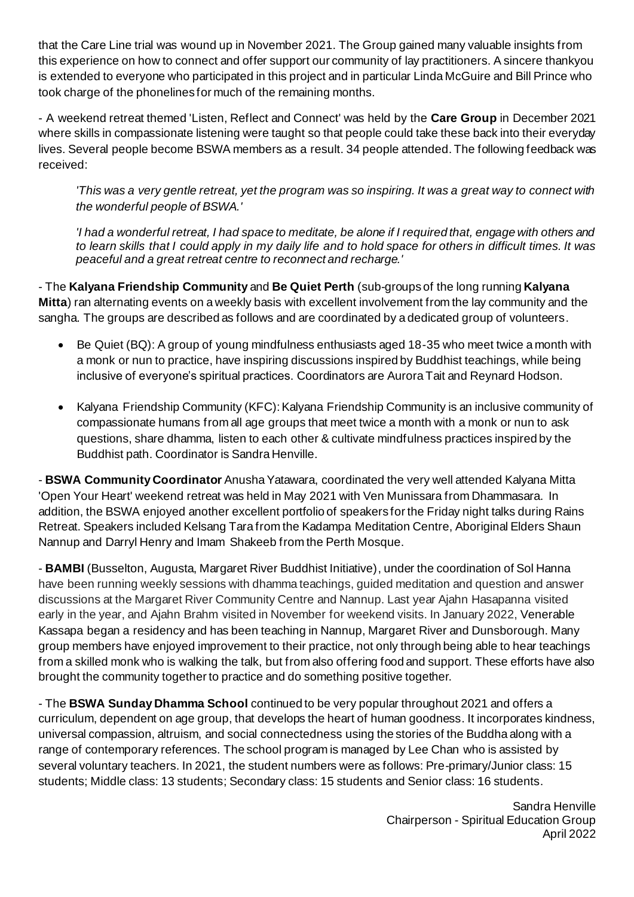that the Care Line trial was wound up in November 2021. The Group gained many valuable insights from this experience on how to connect and offer support our community of lay practitioners. A sincere thankyou is extended to everyone who participated in this project and in particular Linda McGuire and Bill Prince who took charge of the phonelines for much of the remaining months.

- A weekend retreat themed 'Listen, Reflect and Connect' was held by the **Care Group** in December 2021 where skills in compassionate listening were taught so that people could take these back into their everyday lives. Several people become BSWA members as a result. 34 people attended. The following feedback was received:

> *'This was a very gentle retreat, yet the program was so inspiring. It was a great way to connect with the wonderful people of BSWA.'*
>
> *'I had a wonderful retreat, I had space to meditate, be alone if I required that, engage with others and to learn skills that I could apply in my daily life and to hold space for others in difficult times. It was peaceful and a great retreat centre to reconnect and recharge.'*

- The **Kalyana Friendship Community** and **Be Quiet Perth** (sub-groups of the long running **Kalyana Mitta**) ran alternating events on a weekly basis with excellent involvement from the lay community and the sangha. The groups are described as follows and are coordinated by a dedicated group of volunteers.

- Be Quiet (BQ): A group of young mindfulness enthusiasts aged 18-35 who meet twice a month with a monk or nun to practice, have inspiring discussions inspired by Buddhist teachings, while being inclusive of everyone's spiritual practices. Coordinators are Aurora Tait and Reynard Hodson.
- Kalyana Friendship Community (KFC): Kalyana Friendship Community is an inclusive community of compassionate humans from all age groups that meet twice a month with a monk or nun to ask questions, share dhamma, listen to each other & cultivate mindfulness practices inspired by the Buddhist path. Coordinator is Sandra Henville.

- **BSWA Community Coordinator** Anusha Yatawara, coordinated the very well attended Kalyana Mitta 'Open Your Heart' weekend retreat was held in May 2021 with Ven Munissara from Dhammasara. In addition, the BSWA enjoyed another excellent portfolio of speakers for the Friday night talks during Rains Retreat. Speakers included Kelsang Tara from the Kadampa Meditation Centre, Aboriginal Elders Shaun Nannup and Darryl Henry and Imam Shakeeb from the Perth Mosque.

- **BAMBI** (Busselton, Augusta, Margaret River Buddhist Initiative), under the coordination of Sol Hanna have been running weekly sessions with dhamma teachings, guided meditation and question and answer discussions at the Margaret River Community Centre and Nannup. Last year Ajahn Hasapanna visited early in the year, and Ajahn Brahm visited in November for weekend visits. In January 2022, Venerable Kassapa began a residency and has been teaching in Nannup, Margaret River and Dunsborough. Many group members have enjoyed improvement to their practice, not only through being able to hear teachings from a skilled monk who is walking the talk, but from also offering food and support. These efforts have also brought the community together to practice and do something positive together.

- The **BSWA Sunday Dhamma School** continued to be very popular throughout 2021 and offers a curriculum, dependent on age group, that develops the heart of human goodness. It incorporates kindness, universal compassion, altruism, and social connectedness using the stories of the Buddha along with a range of contemporary references. The school program is managed by Lee Chan who is assisted by several voluntary teachers. In 2021, the student numbers were as follows: Pre-primary/Junior class: 15 students; Middle class: 13 students; Secondary class: 15 students and Senior class: 16 students.

Sandra Henville
Chairperson - Spiritual Education Group
April 2022